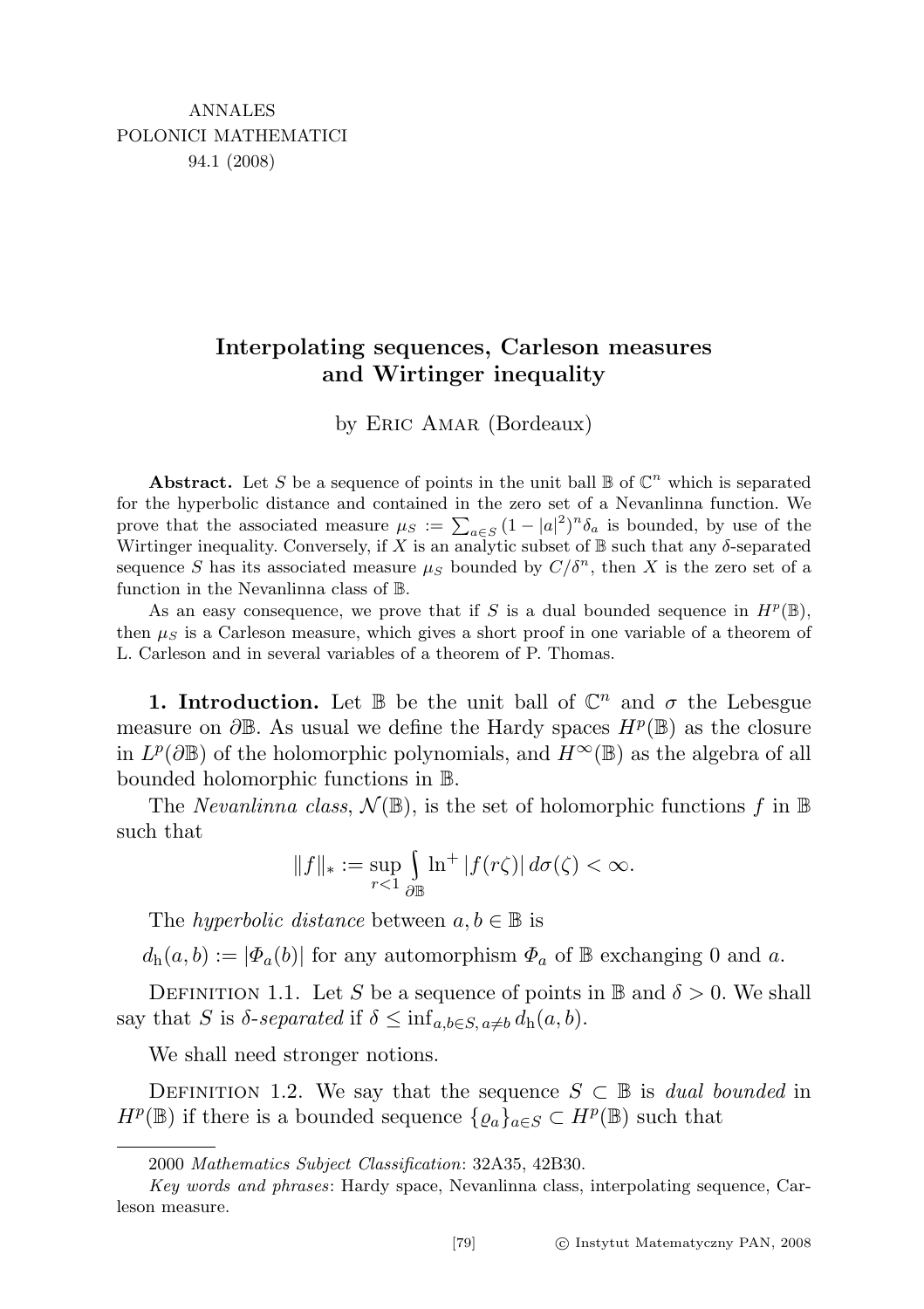ANNALES
POLONICI MATHEMATICI
94.1 (2008)

# Interpolating sequences, Carleson measures and Wirtinger inequality

by Eric Amar (Bordeaux)

**Abstract.** Let $S$ be a sequence of points in the unit ball $\mathbb{B}$ of $\mathbb{C}^n$ which is separated for the hyperbolic distance and contained in the zero set of a Nevanlinna function. We prove that the associated measure $\mu_S := \sum_{a\in S}(1-|a|^2)^n\delta_a$ is bounded, by use of the Wirtinger inequality. Conversely, if $X$ is an analytic subset of $\mathbb{B}$ such that any $\delta$-separated sequence $S$ has its associated measure $\mu_S$ bounded by $C/\delta^n$, then $X$ is the zero set of a function in the Nevanlinna class of $\mathbb{B}$.

As an easy consequence, we prove that if $S$ is a dual bounded sequence in $H^p(\mathbb{B})$, then $\mu_S$ is a Carleson measure, which gives a short proof in one variable of a theorem of L. Carleson and in several variables of a theorem of P. Thomas.

**1. Introduction.** Let $\mathbb{B}$ be the unit ball of $\mathbb{C}^n$ and $\sigma$ the Lebesgue measure on $\partial\mathbb{B}$. As usual we define the Hardy spaces $H^p(\mathbb{B})$ as the closure in $L^p(\partial\mathbb{B})$ of the holomorphic polynomials, and $H^\infty(\mathbb{B})$ as the algebra of all bounded holomorphic functions in $\mathbb{B}$.

The *Nevanlinna class*, $\mathcal{N}(\mathbb{B})$, is the set of holomorphic functions $f$ in $\mathbb{B}$ such that

$$\|f\|_* := \sup_{r<1}\int_{\partial\mathbb{B}} \ln^+|f(r\zeta)|\,d\sigma(\zeta) < \infty.$$

The *hyperbolic distance* between $a,b\in\mathbb{B}$ is

$d_{\mathrm{h}}(a,b) := |\Phi_a(b)|$ for any automorphism $\Phi_a$ of $\mathbb{B}$ exchanging $0$ and $a$.

Definition 1.1. Let $S$ be a sequence of points in $\mathbb{B}$ and $\delta>0$. We shall say that $S$ is *$\delta$-separated* if $\delta \le \inf_{a,b\in S,\,a\neq b} d_{\mathrm{h}}(a,b)$.

We shall need stronger notions.

Definition 1.2. We say that the sequence $S\subset\mathbb{B}$ is *dual bounded* in $H^p(\mathbb{B})$ if there is a bounded sequence $\{\varrho_a\}_{a\in S}\subset H^p(\mathbb{B})$ such that

---

2000 *Mathematics Subject Classification*: 32A35, 42B30.

*Key words and phrases*: Hardy space, Nevanlinna class, interpolating sequence, Carleson measure.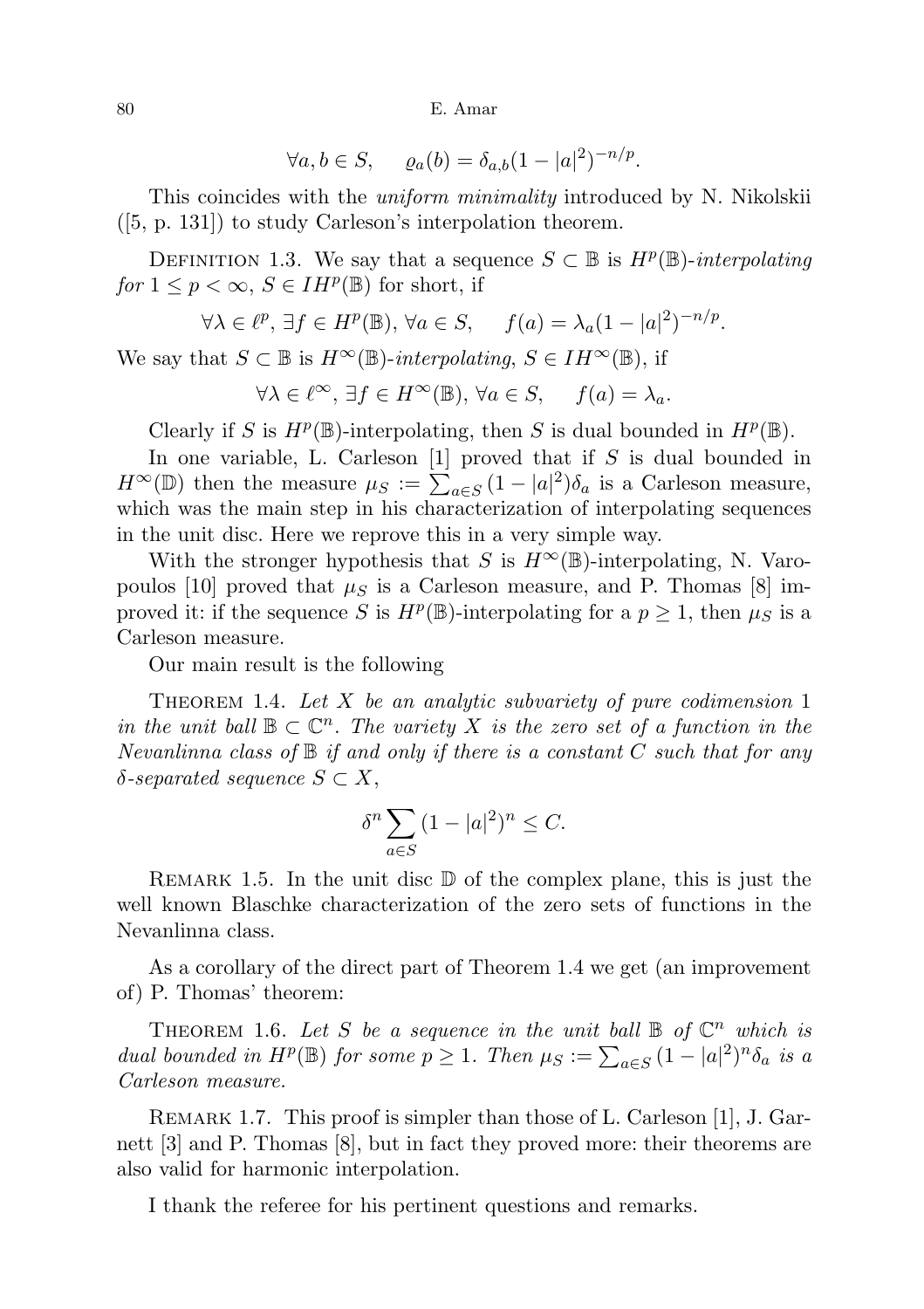$$\forall a, b \in S, \quad \varrho_a(b) = \delta_{a,b}(1-|a|^2)^{-n/p}.$$

This coincides with the *uniform minimality* introduced by N. Nikolskii ([5, p. 131]) to study Carleson's interpolation theorem.

Definition 1.3. We say that a sequence $S \subset \mathbb{B}$ is $H^p(\mathbb{B})$-*interpolating for* $1 \le p < \infty$, $S \in IH^p(\mathbb{B})$ for short, if

$$\forall \lambda \in \ell^p, \exists f \in H^p(\mathbb{B}), \forall a \in S, \quad f(a) = \lambda_a (1-|a|^2)^{-n/p}.$$

We say that $S \subset \mathbb{B}$ is $H^\infty(\mathbb{B})$-*interpolating*, $S \in IH^\infty(\mathbb{B})$, if

$$\forall \lambda \in \ell^\infty, \exists f \in H^\infty(\mathbb{B}), \forall a \in S, \quad f(a) = \lambda_a.$$

Clearly if $S$ is $H^p(\mathbb{B})$-interpolating, then $S$ is dual bounded in $H^p(\mathbb{B})$.

In one variable, L. Carleson [1] proved that if $S$ is dual bounded in $H^\infty(\mathbb{D})$ then the measure $\mu_S := \sum_{a \in S} (1-|a|^2)\delta_a$ is a Carleson measure, which was the main step in his characterization of interpolating sequences in the unit disc. Here we reprove this in a very simple way.

With the stronger hypothesis that $S$ is $H^\infty(\mathbb{B})$-interpolating, N. Varopoulos [10] proved that $\mu_S$ is a Carleson measure, and P. Thomas [8] improved it: if the sequence $S$ is $H^p(\mathbb{B})$-interpolating for a $p \ge 1$, then $\mu_S$ is a Carleson measure.

Our main result is the following

Theorem 1.4. *Let $X$ be an analytic subvariety of pure codimension 1 in the unit ball $\mathbb{B} \subset \mathbb{C}^n$. The variety $X$ is the zero set of a function in the Nevanlinna class of $\mathbb{B}$ if and only if there is a constant $C$ such that for any $\delta$-separated sequence $S \subset X$,*

$$\delta^n \sum_{a \in S} (1-|a|^2)^n \le C.$$

Remark 1.5. In the unit disc $\mathbb{D}$ of the complex plane, this is just the well known Blaschke characterization of the zero sets of functions in the Nevanlinna class.

As a corollary of the direct part of Theorem 1.4 we get (an improvement of) P. Thomas' theorem:

Theorem 1.6. *Let $S$ be a sequence in the unit ball $\mathbb{B}$ of $\mathbb{C}^n$ which is dual bounded in $H^p(\mathbb{B})$ for some $p \ge 1$. Then $\mu_S := \sum_{a \in S} (1-|a|^2)^n \delta_a$ is a Carleson measure.*

Remark 1.7. This proof is simpler than those of L. Carleson [1], J. Garnett [3] and P. Thomas [8], but in fact they proved more: their theorems are also valid for harmonic interpolation.

I thank the referee for his pertinent questions and remarks.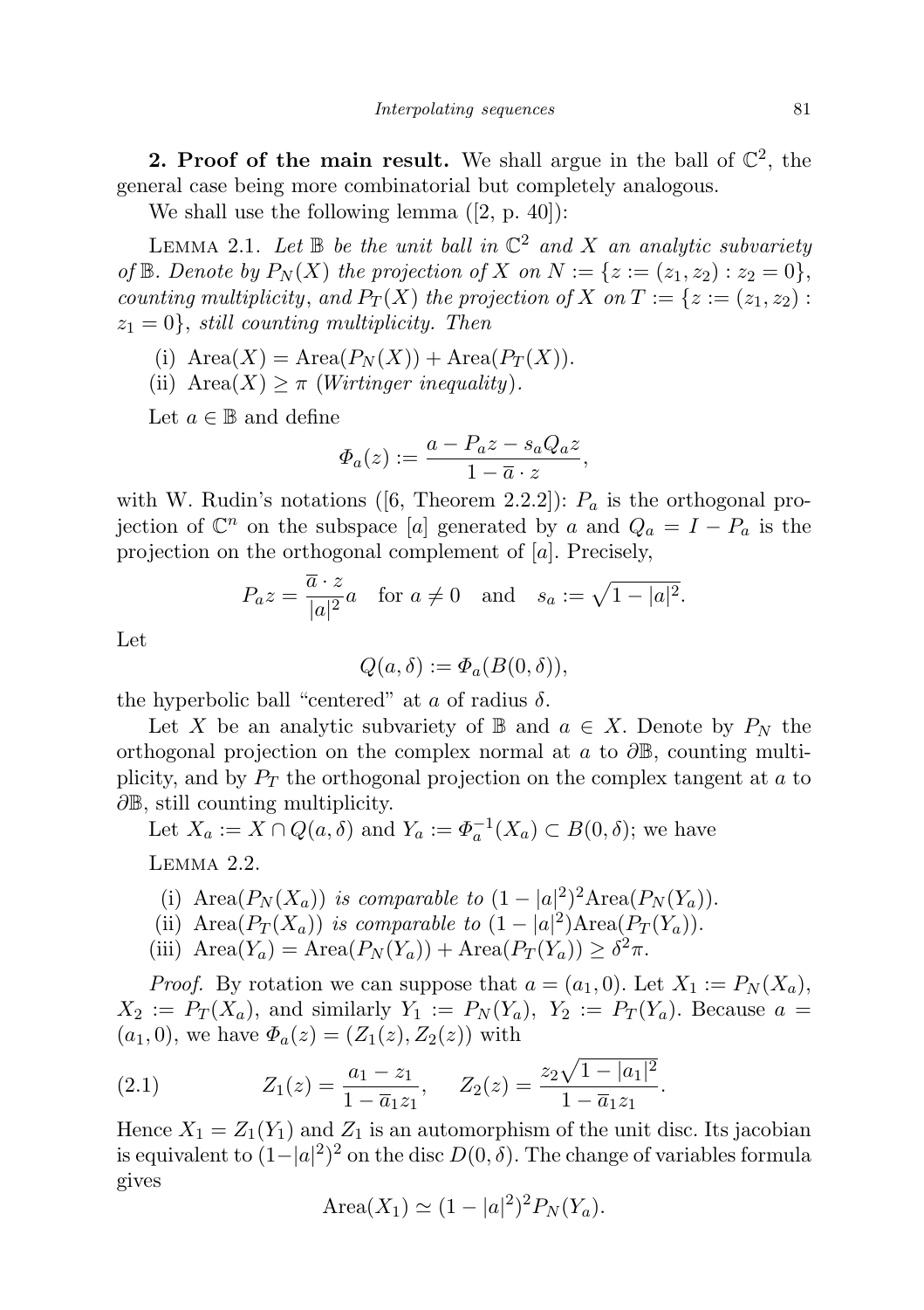**2. Proof of the main result.** We shall argue in the ball of $\mathbb{C}^2$, the general case being more combinatorial but completely analogous.

We shall use the following lemma ([2, p. 40]):

LEMMA 2.1. *Let $\mathbb{B}$ be the unit ball in $\mathbb{C}^2$ and $X$ an analytic subvariety of $\mathbb{B}$. Denote by $P_N(X)$ the projection of $X$ on $N := \{z := (z_1, z_2) : z_2 = 0\}$, counting multiplicity, and $P_T(X)$ the projection of $X$ on $T := \{z := (z_1, z_2) : z_1 = 0\}$, still counting multiplicity. Then*

(i) $\operatorname{Area}(X) = \operatorname{Area}(P_N(X)) + \operatorname{Area}(P_T(X))$.
(ii) $\operatorname{Area}(X) \geq \pi$ *(Wirtinger inequality).*

Let $a \in \mathbb{B}$ and define

$$\Phi_a(z) := \frac{a - P_a z - s_a Q_a z}{1 - \overline{a} \cdot z},$$

with W. Rudin's notations ([6, Theorem 2.2.2]): $P_a$ is the orthogonal projection of $\mathbb{C}^n$ on the subspace $[a]$ generated by $a$ and $Q_a = I - P_a$ is the projection on the orthogonal complement of $[a]$. Precisely,

$$P_a z = \frac{\overline{a} \cdot z}{|a|^2} a \quad \text{for } a \neq 0 \quad \text{and} \quad s_a := \sqrt{1 - |a|^2}.$$

Let

$$Q(a, \delta) := \Phi_a(B(0, \delta)),$$

the hyperbolic ball "centered" at $a$ of radius $\delta$.

Let $X$ be an analytic subvariety of $\mathbb{B}$ and $a \in X$. Denote by $P_N$ the orthogonal projection on the complex normal at $a$ to $\partial\mathbb{B}$, counting multiplicity, and by $P_T$ the orthogonal projection on the complex tangent at $a$ to $\partial\mathbb{B}$, still counting multiplicity.

Let $X_a := X \cap Q(a, \delta)$ and $Y_a := \Phi_a^{-1}(X_a) \subset B(0, \delta)$; we have

LEMMA 2.2.

(i) $\operatorname{Area}(P_N(X_a))$ *is comparable to* $(1 - |a|^2)^2 \operatorname{Area}(P_N(Y_a))$.
(ii) $\operatorname{Area}(P_T(X_a))$ *is comparable to* $(1 - |a|^2) \operatorname{Area}(P_T(Y_a))$.
(iii) $\operatorname{Area}(Y_a) = \operatorname{Area}(P_N(Y_a)) + \operatorname{Area}(P_T(Y_a)) \geq \delta^2 \pi$.

*Proof.* By rotation we can suppose that $a = (a_1, 0)$. Let $X_1 := P_N(X_a)$, $X_2 := P_T(X_a)$, and similarly $Y_1 := P_N(Y_a)$, $Y_2 := P_T(Y_a)$. Because $a = (a_1, 0)$, we have $\Phi_a(z) = (Z_1(z), Z_2(z))$ with

$$Z_1(z) = \frac{a_1 - z_1}{1 - \overline{a}_1 z_1}, \qquad Z_2(z) = \frac{z_2 \sqrt{1 - |a_1|^2}}{1 - \overline{a}_1 z_1}. \tag{2.1}$$

Hence $X_1 = Z_1(Y_1)$ and $Z_1$ is an automorphism of the unit disc. Its jacobian is equivalent to $(1 - |a|^2)^2$ on the disc $D(0, \delta)$. The change of variables formula gives

$$\operatorname{Area}(X_1) \simeq (1 - |a|^2)^2 P_N(Y_a).$$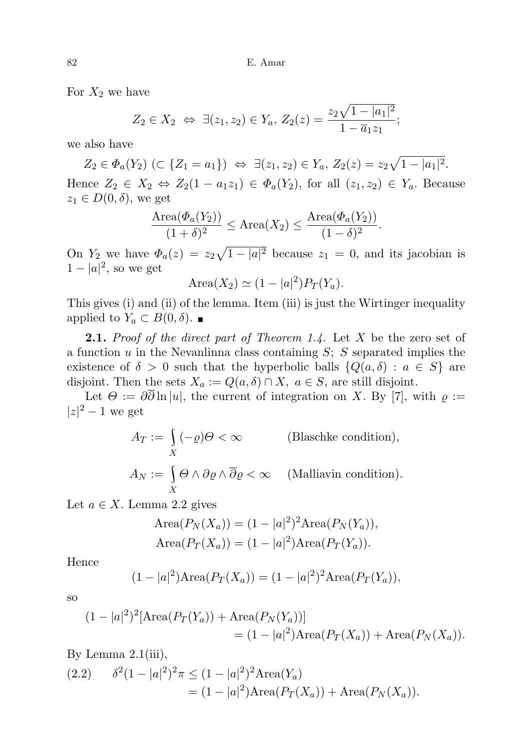For $X_2$ we have

$$Z_2 \in X_2 \ \Leftrightarrow\ \exists (z_1, z_2) \in Y_a,\ Z_2(z) = \frac{z_2\sqrt{1-|a_1|^2}}{1-\overline{a}_1 z_1};$$

we also have

$$Z_2 \in \Phi_a(Y_2)\ (\subset \{Z_1 = a_1\}) \ \Leftrightarrow\ \exists (z_1, z_2) \in Y_a,\ Z_2(z) = z_2\sqrt{1-|a_1|^2}.$$

Hence $Z_2 \in X_2 \Leftrightarrow Z_2(1 - a_1 z_1) \in \Phi_a(Y_2)$, for all $(z_1, z_2) \in Y_a$. Because $z_1 \in D(0,\delta)$, we get

$$\frac{\operatorname{Area}(\Phi_a(Y_2))}{(1+\delta)^2} \le \operatorname{Area}(X_2) \le \frac{\operatorname{Area}(\Phi_a(Y_2))}{(1-\delta)^2}.$$

On $Y_2$ we have $\Phi_a(z) = z_2\sqrt{1-|a|^2}$ because $z_1 = 0$, and its jacobian is $1 - |a|^2$, so we get

$$\operatorname{Area}(X_2) \simeq (1-|a|^2) P_T(Y_a).$$

This gives (i) and (ii) of the lemma. Item (iii) is just the Wirtinger inequality applied to $Y_a \subset B(0,\delta)$. ■

**2.1.** *Proof of the direct part of Theorem 1.4.* Let $X$ be the zero set of a function $u$ in the Nevanlinna class containing $S$; $S$ separated implies the existence of $\delta > 0$ such that the hyperbolic balls $\{Q(a,\delta) : a \in S\}$ are disjoint. Then the sets $X_a := Q(a,\delta) \cap X,\ a \in S$, are still disjoint.

Let $\Theta := \partial\overline{\partial} \ln|u|$, the current of integration on $X$. By [7], with $\varrho := |z|^2 - 1$ we get

$$A_T := \int_X (-\varrho)\Theta < \infty \qquad \text{(Blaschke condition)},$$

$$A_N := \int_X \Theta \wedge \partial\varrho \wedge \overline{\partial}\varrho < \infty \qquad \text{(Malliavin condition)}.$$

Let $a \in X$. Lemma 2.2 gives

$$\operatorname{Area}(P_N(X_a)) = (1-|a|^2)^2 \operatorname{Area}(P_N(Y_a)),$$
$$\operatorname{Area}(P_T(X_a)) = (1-|a|^2) \operatorname{Area}(P_T(Y_a)).$$

Hence

$$(1-|a|^2)\operatorname{Area}(P_T(X_a)) = (1-|a|^2)^2 \operatorname{Area}(P_T(Y_a)),$$

so

$$(1-|a|^2)^2[\operatorname{Area}(P_T(Y_a)) + \operatorname{Area}(P_N(Y_a))] = (1-|a|^2)\operatorname{Area}(P_T(X_a)) + \operatorname{Area}(P_N(X_a)).$$

By Lemma 2.1(iii),

$$\text{(2.2)} \qquad \delta^2(1-|a|^2)^2\pi \le (1-|a|^2)^2 \operatorname{Area}(Y_a) = (1-|a|^2)\operatorname{Area}(P_T(X_a)) + \operatorname{Area}(P_N(X_a)).$$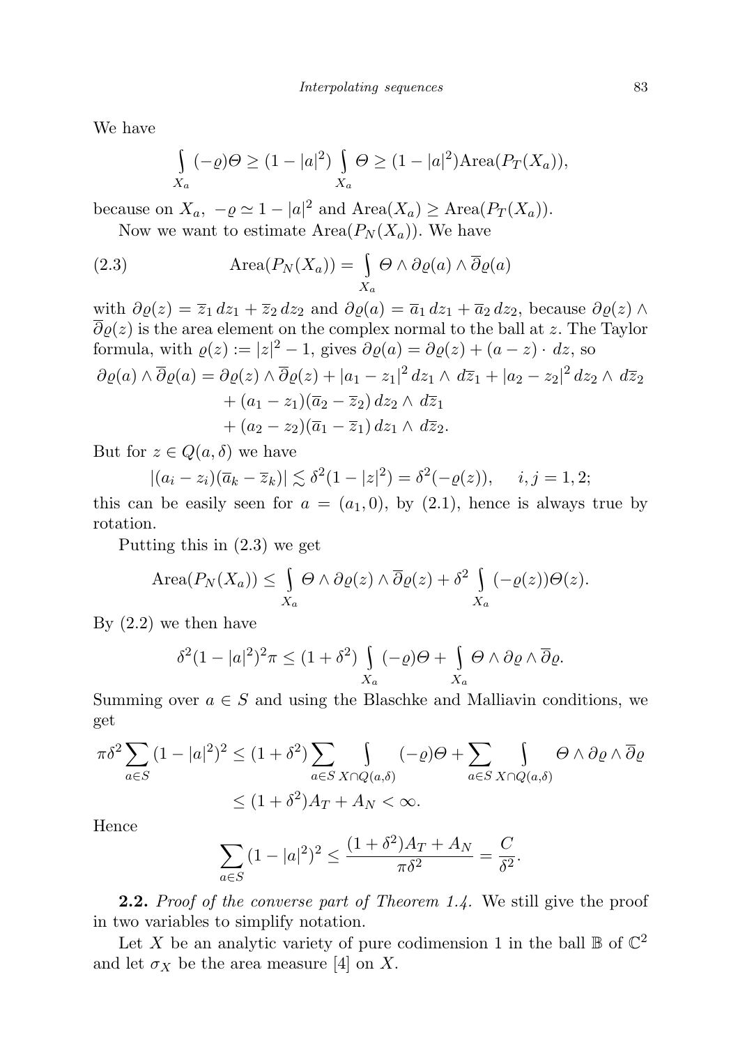We have

$$\int_{X_a} (-\varrho)\Theta \geq (1-|a|^2)\int_{X_a} \Theta \geq (1-|a|^2)\mathrm{Area}(P_T(X_a)),$$

because on $X_a$, $-\varrho \simeq 1-|a|^2$ and $\mathrm{Area}(X_a) \geq \mathrm{Area}(P_T(X_a))$.

Now we want to estimate $\mathrm{Area}(P_N(X_a))$. We have

$$\mathrm{Area}(P_N(X_a)) = \int_{X_a} \Theta \wedge \partial\varrho(a) \wedge \overline{\partial}\varrho(a) \tag{2.3}$$

with $\partial\varrho(z) = \overline{z}_1\, dz_1 + \overline{z}_2\, dz_2$ and $\partial\varrho(a) = \overline{a}_1\, dz_1 + \overline{a}_2\, dz_2$, because $\partial\varrho(z) \wedge \overline{\partial}\varrho(z)$ is the area element on the complex normal to the ball at $z$. The Taylor formula, with $\varrho(z) := |z|^2 - 1$, gives $\partial\varrho(a) = \partial\varrho(z) + (a-z)\cdot dz$, so

$$\begin{aligned}
\partial\varrho(a) \wedge \overline{\partial}\varrho(a) = \partial\varrho(z) \wedge \overline{\partial}\varrho(z) &+ |a_1 - z_1|^2\, dz_1 \wedge d\overline{z}_1 + |a_2 - z_2|^2\, dz_2 \wedge d\overline{z}_2 \\
&+ (a_1 - z_1)(\overline{a}_2 - \overline{z}_2)\, dz_2 \wedge d\overline{z}_1 \\
&+ (a_2 - z_2)(\overline{a}_1 - \overline{z}_1)\, dz_1 \wedge d\overline{z}_2.
\end{aligned}$$

But for $z \in Q(a,\delta)$ we have

$$|(a_i - z_i)(\overline{a}_k - \overline{z}_k)| \lesssim \delta^2(1-|z|^2) = \delta^2(-\varrho(z)), \qquad i,j = 1,2;$$

this can be easily seen for $a = (a_1, 0)$, by (2.1), hence is always true by rotation.

Putting this in (2.3) we get

$$\mathrm{Area}(P_N(X_a)) \leq \int_{X_a} \Theta \wedge \partial\varrho(z) \wedge \overline{\partial}\varrho(z) + \delta^2 \int_{X_a} (-\varrho(z))\Theta(z).$$

By (2.2) we then have

$$\delta^2(1-|a|^2)^2\pi \leq (1+\delta^2)\int_{X_a} (-\varrho)\Theta + \int_{X_a} \Theta \wedge \partial\varrho \wedge \overline{\partial}\varrho.$$

Summing over $a \in S$ and using the Blaschke and Malliavin conditions, we get

$$\begin{aligned}
\pi\delta^2 \sum_{a\in S} (1-|a|^2)^2 &\leq (1+\delta^2)\sum_{a\in S}\int_{X\cap Q(a,\delta)} (-\varrho)\Theta + \sum_{a\in S}\int_{X\cap Q(a,\delta)} \Theta \wedge \partial\varrho \wedge \overline{\partial}\varrho \\
&\leq (1+\delta^2)A_T + A_N < \infty.
\end{aligned}$$

Hence

$$\sum_{a\in S} (1-|a|^2)^2 \leq \frac{(1+\delta^2)A_T + A_N}{\pi\delta^2} = \frac{C}{\delta^2}.$$

**2.2.** *Proof of the converse part of Theorem 1.4.* We still give the proof in two variables to simplify notation.

Let $X$ be an analytic variety of pure codimension 1 in the ball $\mathbb{B}$ of $\mathbb{C}^2$ and let $\sigma_X$ be the area measure [4] on $X$.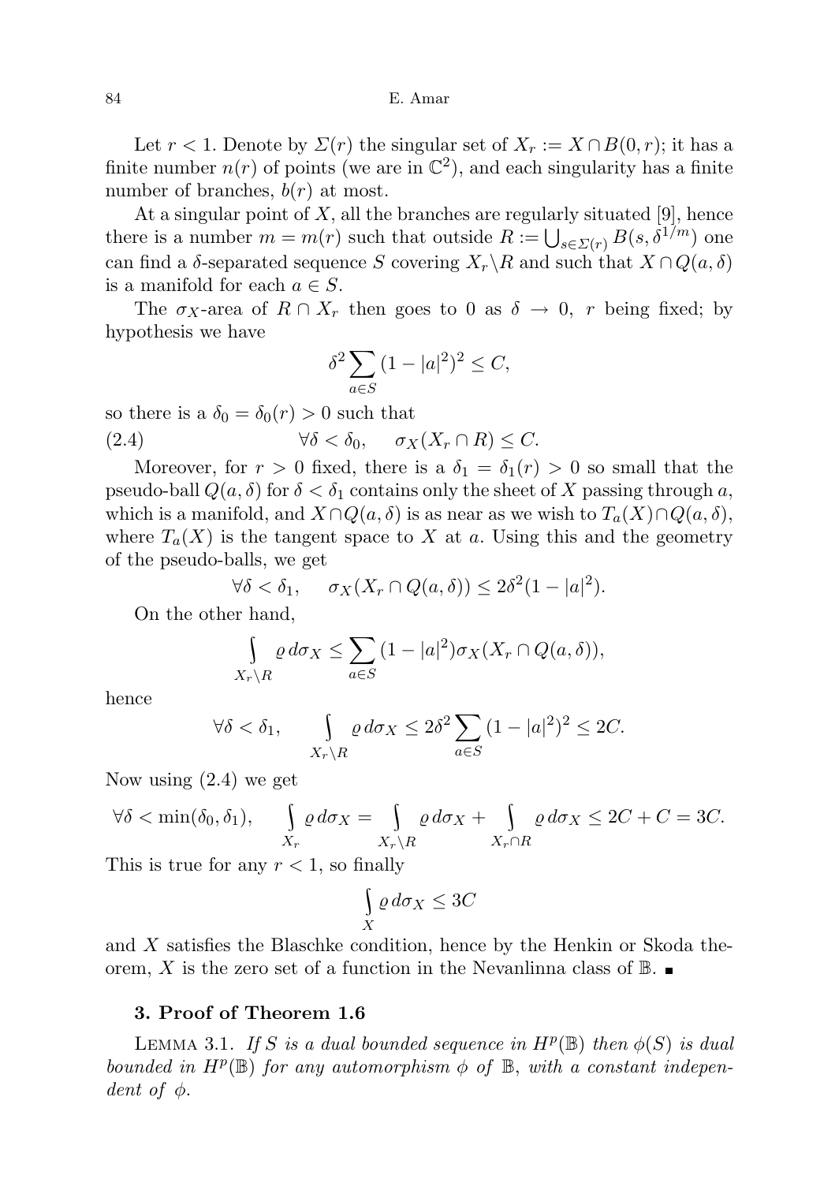Let $r < 1$. Denote by $\Sigma(r)$ the singular set of $X_r := X \cap B(0, r)$; it has a finite number $n(r)$ of points (we are in $\mathbb{C}^2$), and each singularity has a finite number of branches, $b(r)$ at most.

At a singular point of $X$, all the branches are regularly situated [9], hence there is a number $m = m(r)$ such that outside $R := \bigcup_{s \in \Sigma(r)} B(s, \delta^{1/m})$ one can find a $\delta$-separated sequence $S$ covering $X_r \backslash R$ and such that $X \cap Q(a, \delta)$ is a manifold for each $a \in S$.

The $\sigma_X$-area of $R \cap X_r$ then goes to 0 as $\delta \to 0$, $r$ being fixed; by hypothesis we have

$$\delta^2 \sum_{a \in S} (1 - |a|^2)^2 \leq C,$$

so there is a $\delta_0 = \delta_0(r) > 0$ such that

$$\forall \delta < \delta_0, \quad \sigma_X(X_r \cap R) \leq C. \tag{2.4}$$

Moreover, for $r > 0$ fixed, there is a $\delta_1 = \delta_1(r) > 0$ so small that the pseudo-ball $Q(a, \delta)$ for $\delta < \delta_1$ contains only the sheet of $X$ passing through $a$, which is a manifold, and $X \cap Q(a, \delta)$ is as near as we wish to $T_a(X) \cap Q(a, \delta)$, where $T_a(X)$ is the tangent space to $X$ at $a$. Using this and the geometry of the pseudo-balls, we get

$$\forall \delta < \delta_1, \quad \sigma_X(X_r \cap Q(a, \delta)) \leq 2\delta^2(1 - |a|^2).$$

On the other hand,

$$\int_{X_r \backslash R} \varrho \, d\sigma_X \leq \sum_{a \in S} (1 - |a|^2) \sigma_X(X_r \cap Q(a, \delta)),$$

hence

$$\forall \delta < \delta_1, \quad \int_{X_r \backslash R} \varrho \, d\sigma_X \leq 2\delta^2 \sum_{a \in S} (1 - |a|^2)^2 \leq 2C.$$

Now using (2.4) we get

$$\forall \delta < \min(\delta_0, \delta_1), \quad \int_{X_r} \varrho \, d\sigma_X = \int_{X_r \backslash R} \varrho \, d\sigma_X + \int_{X_r \cap R} \varrho \, d\sigma_X \leq 2C + C = 3C.$$

This is true for any $r < 1$, so finally

$$\int_X \varrho \, d\sigma_X \leq 3C$$

and $X$ satisfies the Blaschke condition, hence by the Henkin or Skoda theorem, $X$ is the zero set of a function in the Nevanlinna class of $\mathbb{B}$. ∎

### 3. Proof of Theorem 1.6

Lemma 3.1. *If $S$ is a dual bounded sequence in $H^p(\mathbb{B})$ then $\phi(S)$ is dual bounded in $H^p(\mathbb{B})$ for any automorphism $\phi$ of $\mathbb{B}$, with a constant independent of $\phi$.*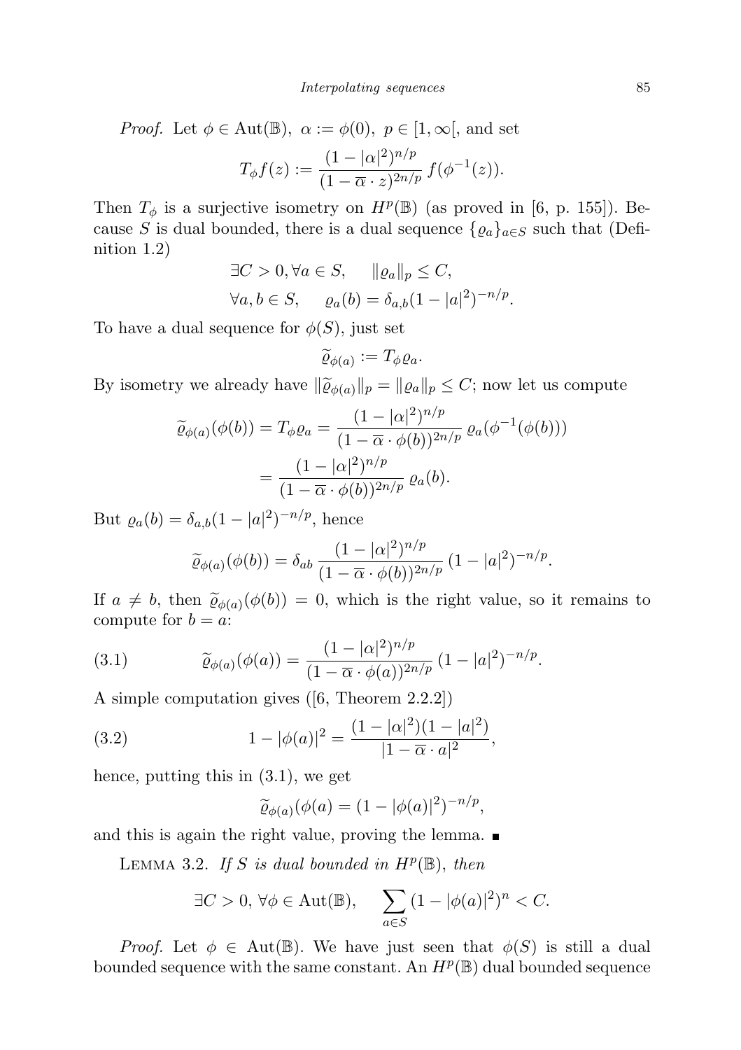*Proof.* Let $\phi \in \mathrm{Aut}(\mathbb{B})$, $\alpha := \phi(0)$, $p \in [1, \infty[$, and set

$$T_\phi f(z) := \frac{(1-|\alpha|^2)^{n/p}}{(1-\overline{\alpha}\cdot z)^{2n/p}}\, f(\phi^{-1}(z)).$$

Then $T_\phi$ is a surjective isometry on $H^p(\mathbb{B})$ (as proved in [6, p. 155]). Because $S$ is dual bounded, there is a dual sequence $\{\varrho_a\}_{a\in S}$ such that (Definition 1.2)

$$\exists C>0, \forall a \in S, \quad \|\varrho_a\|_p \le C,$$
$$\forall a,b \in S, \quad \varrho_a(b) = \delta_{a,b}(1-|a|^2)^{-n/p}.$$

To have a dual sequence for $\phi(S)$, just set

$$\widetilde{\varrho}_{\phi(a)} := T_\phi \varrho_a.$$

By isometry we already have $\|\widetilde{\varrho}_{\phi(a)}\|_p = \|\varrho_a\|_p \le C$; now let us compute

$$\widetilde{\varrho}_{\phi(a)}(\phi(b)) = T_\phi \varrho_a = \frac{(1-|\alpha|^2)^{n/p}}{(1-\overline{\alpha}\cdot\phi(b))^{2n/p}}\, \varrho_a(\phi^{-1}(\phi(b)))$$
$$= \frac{(1-|\alpha|^2)^{n/p}}{(1-\overline{\alpha}\cdot\phi(b))^{2n/p}}\, \varrho_a(b).$$

But $\varrho_a(b) = \delta_{a,b}(1-|a|^2)^{-n/p}$, hence

$$\widetilde{\varrho}_{\phi(a)}(\phi(b)) = \delta_{ab}\, \frac{(1-|\alpha|^2)^{n/p}}{(1-\overline{\alpha}\cdot\phi(b))^{2n/p}}\, (1-|a|^2)^{-n/p}.$$

If $a \ne b$, then $\widetilde{\varrho}_{\phi(a)}(\phi(b)) = 0$, which is the right value, so it remains to compute for $b = a$:

$$\widetilde{\varrho}_{\phi(a)}(\phi(a)) = \frac{(1-|\alpha|^2)^{n/p}}{(1-\overline{\alpha}\cdot\phi(a))^{2n/p}}\, (1-|a|^2)^{-n/p}. \tag{3.1}$$

A simple computation gives ([6, Theorem 2.2.2])

$$1-|\phi(a)|^2 = \frac{(1-|\alpha|^2)(1-|a|^2)}{|1-\overline{\alpha}\cdot a|^2}, \tag{3.2}$$

hence, putting this in (3.1), we get

$$\widetilde{\varrho}_{\phi(a)}(\phi(a) = (1-|\phi(a)|^2)^{-n/p},$$

and this is again the right value, proving the lemma. ∎

Lemma 3.2. *If $S$ is dual bounded in $H^p(\mathbb{B})$, then*

$$\exists C>0,\ \forall \phi \in \mathrm{Aut}(\mathbb{B}), \quad \sum_{a\in S}(1-|\phi(a)|^2)^n < C.$$

*Proof.* Let $\phi \in \mathrm{Aut}(\mathbb{B})$. We have just seen that $\phi(S)$ is still a dual bounded sequence with the same constant. An $H^p(\mathbb{B})$ dual bounded sequence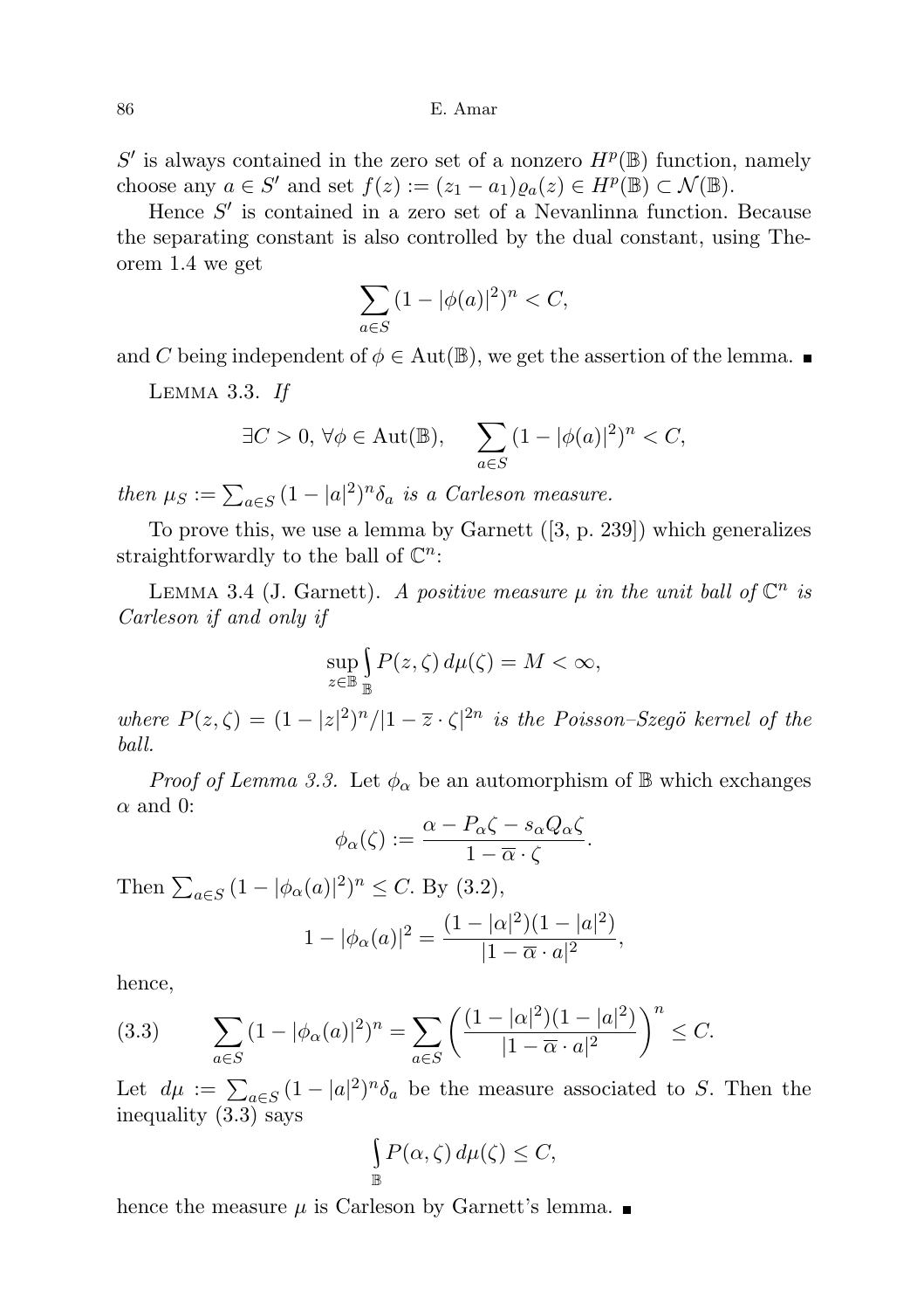$S'$ is always contained in the zero set of a nonzero $H^p(\mathbb{B})$ function, namely choose any $a \in S'$ and set $f(z) := (z_1 - a_1)\varrho_a(z) \in H^p(\mathbb{B}) \subset \mathcal{N}(\mathbb{B})$.

Hence $S'$ is contained in a zero set of a Nevanlinna function. Because the separating constant is also controlled by the dual constant, using Theorem 1.4 we get

$$\sum_{a \in S} (1 - |\phi(a)|^2)^n < C,$$

and $C$ being independent of $\phi \in \mathrm{Aut}(\mathbb{B})$, we get the assertion of the lemma. ∎

Lemma 3.3. *If*

$$\exists C > 0,\ \forall \phi \in \mathrm{Aut}(\mathbb{B}), \quad \sum_{a \in S} (1 - |\phi(a)|^2)^n < C,$$

*then* $\mu_S := \sum_{a \in S} (1 - |a|^2)^n \delta_a$ *is a Carleson measure.*

To prove this, we use a lemma by Garnett ([3, p. 239]) which generalizes straightforwardly to the ball of $\mathbb{C}^n$:

Lemma 3.4 (J. Garnett). *A positive measure $\mu$ in the unit ball of $\mathbb{C}^n$ is Carleson if and only if*

$$\sup_{z \in \mathbb{B}} \int_{\mathbb{B}} P(z, \zeta)\, d\mu(\zeta) = M < \infty,$$

*where $P(z, \zeta) = (1 - |z|^2)^n / |1 - \overline{z} \cdot \zeta|^{2n}$ is the Poisson–Szegö kernel of the ball.*

*Proof of Lemma 3.3.* Let $\phi_\alpha$ be an automorphism of $\mathbb{B}$ which exchanges $\alpha$ and $0$:

$$\phi_\alpha(\zeta) := \frac{\alpha - P_\alpha \zeta - s_\alpha Q_\alpha \zeta}{1 - \overline{\alpha} \cdot \zeta}.$$

Then $\sum_{a \in S} (1 - |\phi_\alpha(a)|^2)^n \leq C$. By (3.2),

$$1 - |\phi_\alpha(a)|^2 = \frac{(1 - |\alpha|^2)(1 - |a|^2)}{|1 - \overline{\alpha} \cdot a|^2},$$

hence,

$$\sum_{a \in S} (1 - |\phi_\alpha(a)|^2)^n = \sum_{a \in S} \left( \frac{(1 - |\alpha|^2)(1 - |a|^2)}{|1 - \overline{\alpha} \cdot a|^2} \right)^n \leq C. \tag{3.3}$$

Let $d\mu := \sum_{a \in S} (1 - |a|^2)^n \delta_a$ be the measure associated to $S$. Then the inequality (3.3) says

$$\int_{\mathbb{B}} P(\alpha, \zeta)\, d\mu(\zeta) \leq C,$$

hence the measure $\mu$ is Carleson by Garnett's lemma. ∎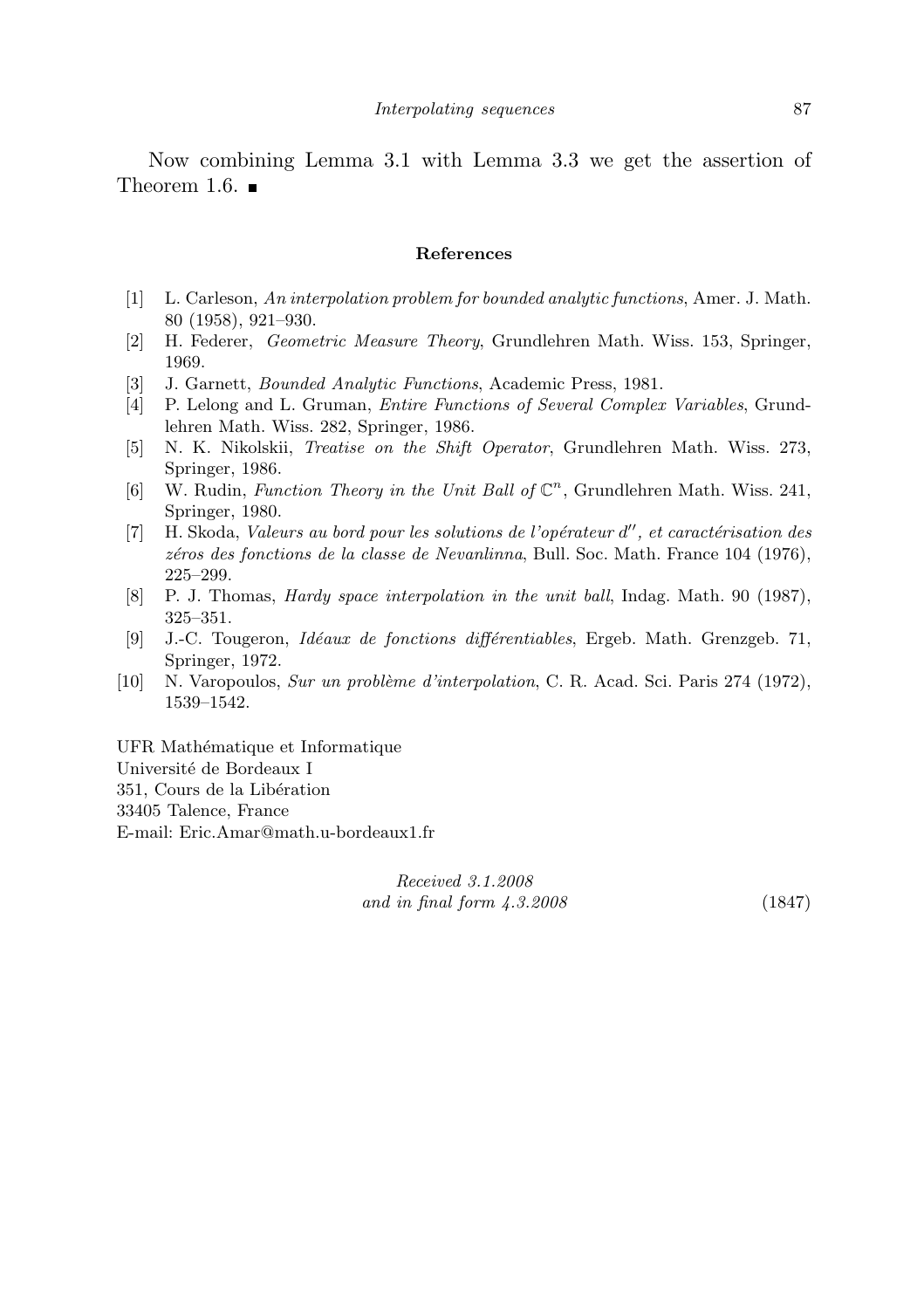Now combining Lemma 3.1 with Lemma 3.3 we get the assertion of Theorem 1.6. ■

### References

[1] L. Carleson, *An interpolation problem for bounded analytic functions*, Amer. J. Math. 80 (1958), 921–930.

[2] H. Federer, *Geometric Measure Theory*, Grundlehren Math. Wiss. 153, Springer, 1969.

[3] J. Garnett, *Bounded Analytic Functions*, Academic Press, 1981.

[4] P. Lelong and L. Gruman, *Entire Functions of Several Complex Variables*, Grundlehren Math. Wiss. 282, Springer, 1986.

[5] N. K. Nikolskii, *Treatise on the Shift Operator*, Grundlehren Math. Wiss. 273, Springer, 1986.

[6] W. Rudin, *Function Theory in the Unit Ball of* $\mathbb{C}^n$, Grundlehren Math. Wiss. 241, Springer, 1980.

[7] H. Skoda, *Valeurs au bord pour les solutions de l'opérateur* $d''$*, et caractérisation des zéros des fonctions de la classe de Nevanlinna*, Bull. Soc. Math. France 104 (1976), 225–299.

[8] P. J. Thomas, *Hardy space interpolation in the unit ball*, Indag. Math. 90 (1987), 325–351.

[9] J.-C. Tougeron, *Idéaux de fonctions différentiables*, Ergeb. Math. Grenzgeb. 71, Springer, 1972.

[10] N. Varopoulos, *Sur un problème d'interpolation*, C. R. Acad. Sci. Paris 274 (1972), 1539–1542.

UFR Mathématique et Informatique
Université de Bordeaux I
351, Cours de la Libération
33405 Talence, France
E-mail: Eric.Amar@math.u-bordeaux1.fr

*Received 3.1.2008*
*and in final form 4.3.2008* (1847)